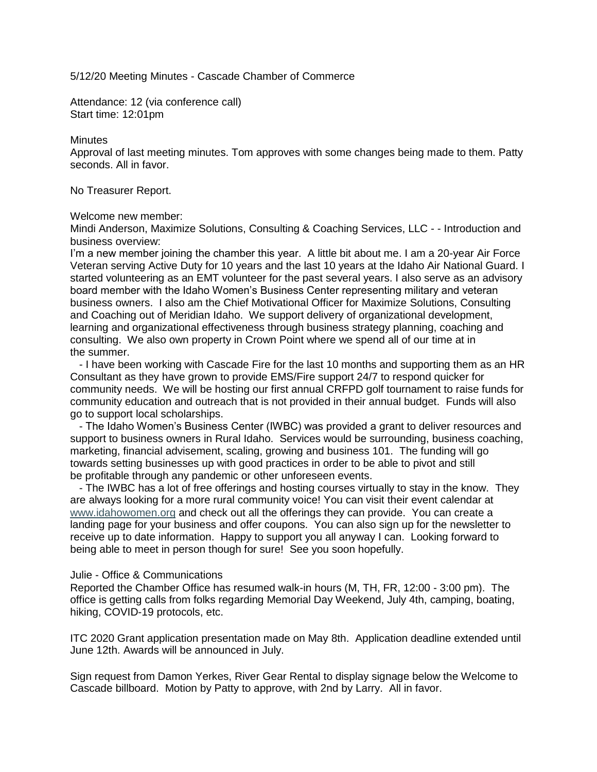5/12/20 Meeting Minutes - Cascade Chamber of Commerce

Attendance: 12 (via conference call)
Start time: 12:01pm

Minutes
Approval of last meeting minutes. Tom approves with some changes being made to them. Patty seconds. All in favor.

No Treasurer Report.

Welcome new member:
Mindi Anderson, Maximize Solutions, Consulting & Coaching Services, LLC - - Introduction and business overview:
I'm a new member joining the chamber this year. A little bit about me. I am a 20-year Air Force Veteran serving Active Duty for 10 years and the last 10 years at the Idaho Air National Guard. I started volunteering as an EMT volunteer for the past several years. I also serve as an advisory board member with the Idaho Women's Business Center representing military and veteran business owners. I also am the Chief Motivational Officer for Maximize Solutions, Consulting and Coaching out of Meridian Idaho. We support delivery of organizational development, learning and organizational effectiveness through business strategy planning, coaching and consulting. We also own property in Crown Point where we spend all of our time at in the summer.

- I have been working with Cascade Fire for the last 10 months and supporting them as an HR Consultant as they have grown to provide EMS/Fire support 24/7 to respond quicker for community needs. We will be hosting our first annual CRFPD golf tournament to raise funds for community education and outreach that is not provided in their annual budget. Funds will also go to support local scholarships.
- The Idaho Women's Business Center (IWBC) was provided a grant to deliver resources and support to business owners in Rural Idaho. Services would be surrounding, business coaching, marketing, financial advisement, scaling, growing and business 101. The funding will go towards setting businesses up with good practices in order to be able to pivot and still be profitable through any pandemic or other unforeseen events.
- The IWBC has a lot of free offerings and hosting courses virtually to stay in the know. They are always looking for a more rural community voice! You can visit their event calendar at www.idahowomen.org and check out all the offerings they can provide. You can create a landing page for your business and offer coupons. You can also sign up for the newsletter to receive up to date information. Happy to support you all anyway I can. Looking forward to being able to meet in person though for sure! See you soon hopefully.

Julie - Office & Communications
Reported the Chamber Office has resumed walk-in hours (M, TH, FR, 12:00 - 3:00 pm). The office is getting calls from folks regarding Memorial Day Weekend, July 4th, camping, boating, hiking, COVID-19 protocols, etc.

ITC 2020 Grant application presentation made on May 8th. Application deadline extended until June 12th. Awards will be announced in July.

Sign request from Damon Yerkes, River Gear Rental to display signage below the Welcome to Cascade billboard. Motion by Patty to approve, with 2nd by Larry. All in favor.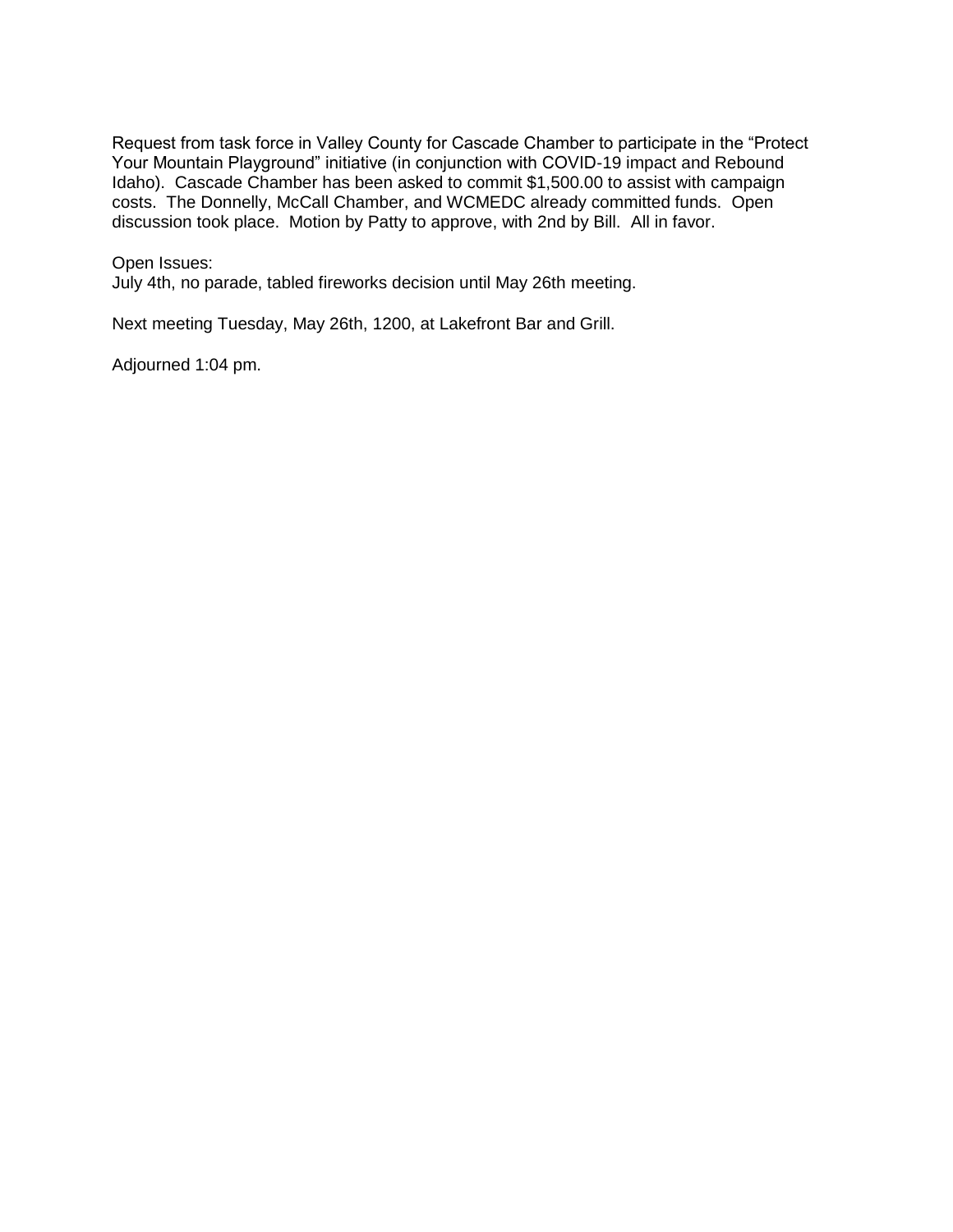Request from task force in Valley County for Cascade Chamber to participate in the "Protect Your Mountain Playground" initiative (in conjunction with COVID-19 impact and Rebound Idaho). Cascade Chamber has been asked to commit $1,500.00 to assist with campaign costs. The Donnelly, McCall Chamber, and WCMEDC already committed funds. Open discussion took place. Motion by Patty to approve, with 2nd by Bill. All in favor.

Open Issues:
July 4th, no parade, tabled fireworks decision until May 26th meeting.

Next meeting Tuesday, May 26th, 1200, at Lakefront Bar and Grill.

Adjourned 1:04 pm.